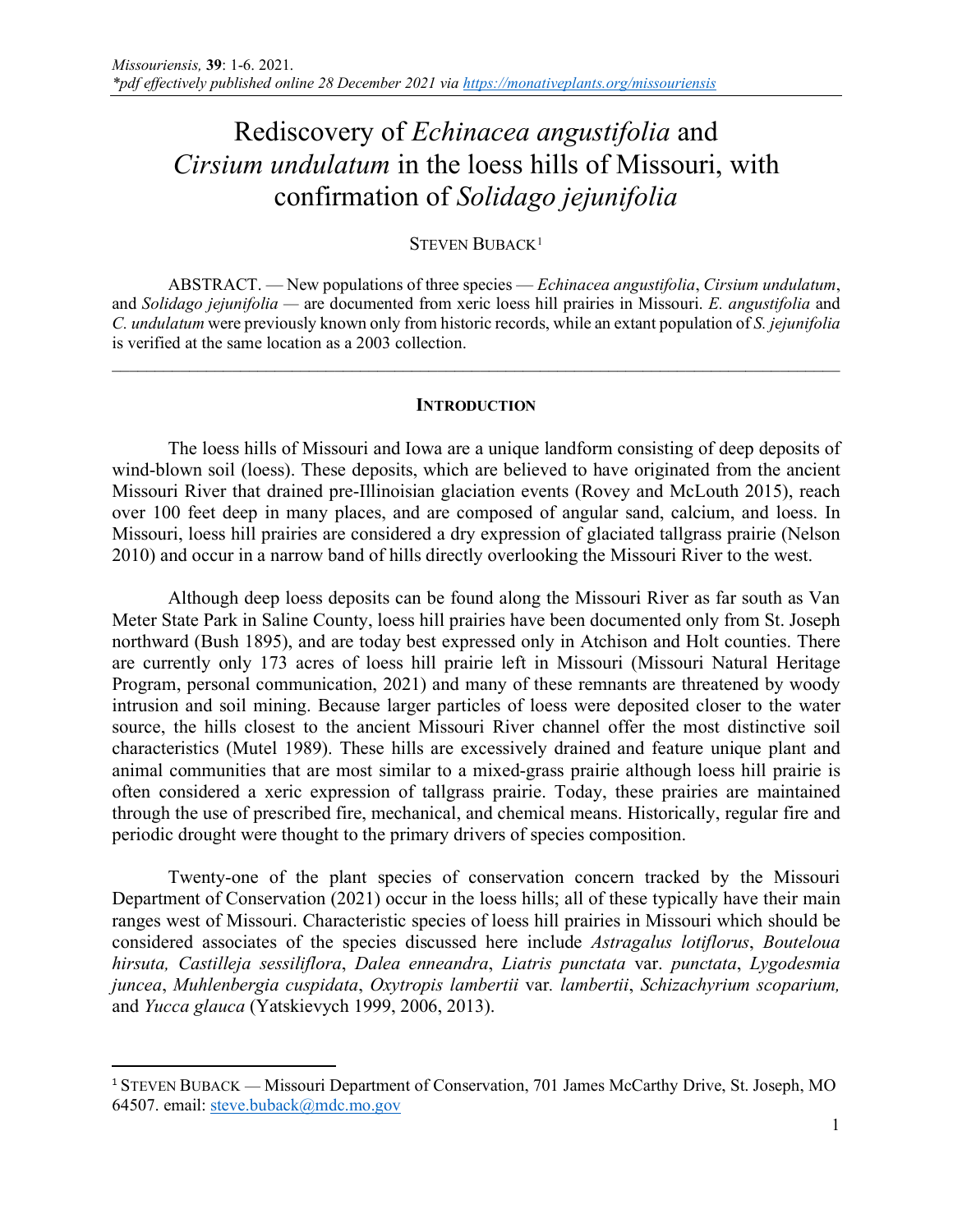# Rediscovery of *Echinacea angustifolia* and *Cirsium undulatum* in the loess hills of Missouri, with confirmation of *Solidago jejunifolia*

STEVEN BUBACK[1]

ABSTRACT. — New populations of three species — *Echinacea angustifolia*, *Cirsium undulatum*, and *Solidago jejunifolia* — are documented from xeric loess hill prairies in Missouri. *E. angustifolia* and *C. undulatum* were previously known only from historic records, while an extant population of *S. jejunifolia* is verified at the same location as a 2003 collection.

---

## INTRODUCTION

The loess hills of Missouri and Iowa are a unique landform consisting of deep deposits of wind-blown soil (loess). These deposits, which are believed to have originated from the ancient Missouri River that drained pre-Illinoisian glaciation events (Rovey and McLouth 2015), reach over 100 feet deep in many places, and are composed of angular sand, calcium, and loess. In Missouri, loess hill prairies are considered a dry expression of glaciated tallgrass prairie (Nelson 2010) and occur in a narrow band of hills directly overlooking the Missouri River to the west.

Although deep loess deposits can be found along the Missouri River as far south as Van Meter State Park in Saline County, loess hill prairies have been documented only from St. Joseph northward (Bush 1895), and are today best expressed only in Atchison and Holt counties. There are currently only 173 acres of loess hill prairie left in Missouri (Missouri Natural Heritage Program, personal communication, 2021) and many of these remnants are threatened by woody intrusion and soil mining. Because larger particles of loess were deposited closer to the water source, the hills closest to the ancient Missouri River channel offer the most distinctive soil characteristics (Mutel 1989). These hills are excessively drained and feature unique plant and animal communities that are most similar to a mixed-grass prairie although loess hill prairie is often considered a xeric expression of tallgrass prairie. Today, these prairies are maintained through the use of prescribed fire, mechanical, and chemical means. Historically, regular fire and periodic drought were thought to the primary drivers of species composition.

Twenty-one of the plant species of conservation concern tracked by the Missouri Department of Conservation (2021) occur in the loess hills; all of these typically have their main ranges west of Missouri. Characteristic species of loess hill prairies in Missouri which should be considered associates of the species discussed here include *Astragalus lotiflorus*, *Bouteloua hirsuta, Castilleja sessiliflora*, *Dalea enneandra*, *Liatris punctata* var. *punctata*, *Lygodesmia juncea*, *Muhlenbergia cuspidata*, *Oxytropis lambertii* var. *lambertii*, *Schizachyrium scoparium,* and *Yucca glauca* (Yatskievych 1999, 2006, 2013).

---

[1] STEVEN BUBACK — Missouri Department of Conservation, 701 James McCarthy Drive, St. Joseph, MO 64507. email: steve.buback@mdc.mo.gov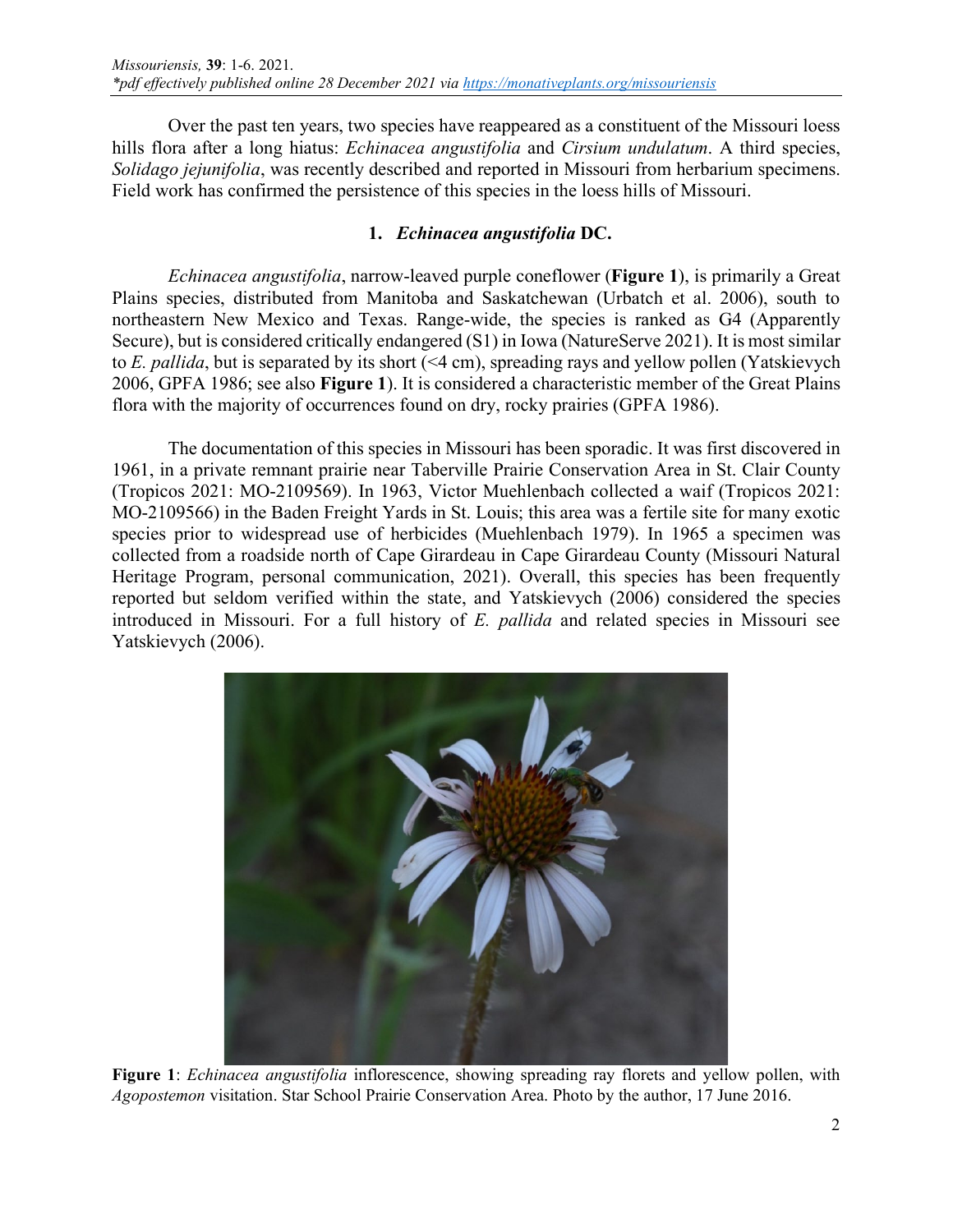Over the past ten years, two species have reappeared as a constituent of the Missouri loess hills flora after a long hiatus: *Echinacea angustifolia* and *Cirsium undulatum*. A third species, *Solidago jejunifolia*, was recently described and reported in Missouri from herbarium specimens. Field work has confirmed the persistence of this species in the loess hills of Missouri.

## 1. *Echinacea angustifolia* DC.

*Echinacea angustifolia*, narrow-leaved purple coneflower (**Figure 1**), is primarily a Great Plains species, distributed from Manitoba and Saskatchewan (Urbatch et al. 2006), south to northeastern New Mexico and Texas. Range-wide, the species is ranked as G4 (Apparently Secure), but is considered critically endangered (S1) in Iowa (NatureServe 2021). It is most similar to *E. pallida*, but is separated by its short (<4 cm), spreading rays and yellow pollen (Yatskievych 2006, GPFA 1986; see also **Figure 1**). It is considered a characteristic member of the Great Plains flora with the majority of occurrences found on dry, rocky prairies (GPFA 1986).

The documentation of this species in Missouri has been sporadic. It was first discovered in 1961, in a private remnant prairie near Taberville Prairie Conservation Area in St. Clair County (Tropicos 2021: MO-2109569). In 1963, Victor Muehlenbach collected a waif (Tropicos 2021: MO-2109566) in the Baden Freight Yards in St. Louis; this area was a fertile site for many exotic species prior to widespread use of herbicides (Muehlenbach 1979). In 1965 a specimen was collected from a roadside north of Cape Girardeau in Cape Girardeau County (Missouri Natural Heritage Program, personal communication, 2021). Overall, this species has been frequently reported but seldom verified within the state, and Yatskievych (2006) considered the species introduced in Missouri. For a full history of *E. pallida* and related species in Missouri see Yatskievych (2006).

**Figure 1**: *Echinacea angustifolia* inflorescence, showing spreading ray florets and yellow pollen, with *Agopostemon* visitation. Star School Prairie Conservation Area. Photo by the author, 17 June 2016.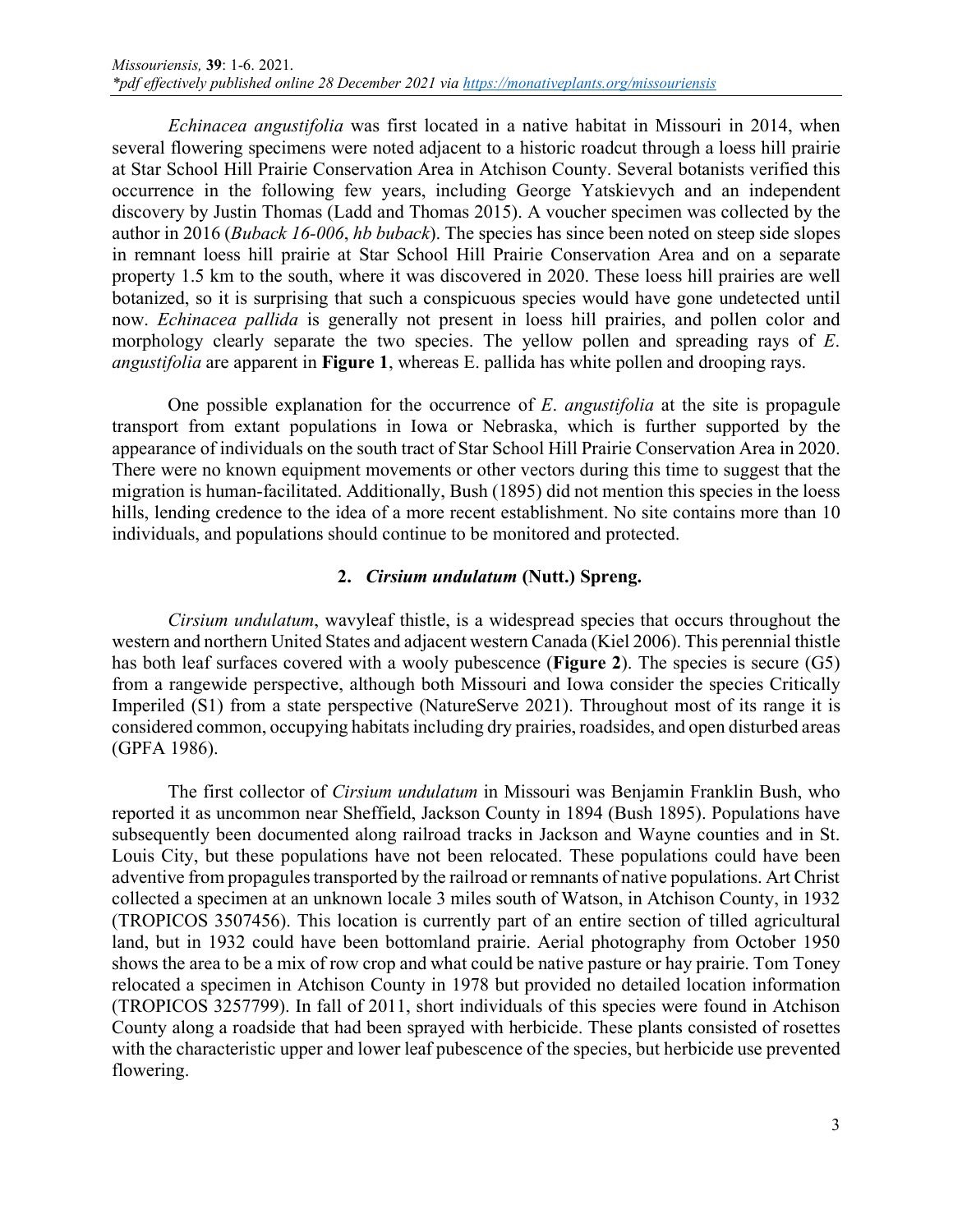*Echinacea angustifolia* was first located in a native habitat in Missouri in 2014, when several flowering specimens were noted adjacent to a historic roadcut through a loess hill prairie at Star School Hill Prairie Conservation Area in Atchison County. Several botanists verified this occurrence in the following few years, including George Yatskievych and an independent discovery by Justin Thomas (Ladd and Thomas 2015). A voucher specimen was collected by the author in 2016 (*Buback 16-006*, *hb buback*). The species has since been noted on steep side slopes in remnant loess hill prairie at Star School Hill Prairie Conservation Area and on a separate property 1.5 km to the south, where it was discovered in 2020. These loess hill prairies are well botanized, so it is surprising that such a conspicuous species would have gone undetected until now. *Echinacea pallida* is generally not present in loess hill prairies, and pollen color and morphology clearly separate the two species. The yellow pollen and spreading rays of *E. angustifolia* are apparent in **Figure 1**, whereas E. pallida has white pollen and drooping rays.

One possible explanation for the occurrence of *E. angustifolia* at the site is propagule transport from extant populations in Iowa or Nebraska, which is further supported by the appearance of individuals on the south tract of Star School Hill Prairie Conservation Area in 2020. There were no known equipment movements or other vectors during this time to suggest that the migration is human-facilitated. Additionally, Bush (1895) did not mention this species in the loess hills, lending credence to the idea of a more recent establishment. No site contains more than 10 individuals, and populations should continue to be monitored and protected.

## 2. *Cirsium undulatum* (Nutt.) Spreng.

*Cirsium undulatum*, wavyleaf thistle, is a widespread species that occurs throughout the western and northern United States and adjacent western Canada (Kiel 2006). This perennial thistle has both leaf surfaces covered with a wooly pubescence (**Figure 2**). The species is secure (G5) from a rangewide perspective, although both Missouri and Iowa consider the species Critically Imperiled (S1) from a state perspective (NatureServe 2021). Throughout most of its range it is considered common, occupying habitats including dry prairies, roadsides, and open disturbed areas (GPFA 1986).

The first collector of *Cirsium undulatum* in Missouri was Benjamin Franklin Bush, who reported it as uncommon near Sheffield, Jackson County in 1894 (Bush 1895). Populations have subsequently been documented along railroad tracks in Jackson and Wayne counties and in St. Louis City, but these populations have not been relocated. These populations could have been adventive from propagules transported by the railroad or remnants of native populations. Art Christ collected a specimen at an unknown locale 3 miles south of Watson, in Atchison County, in 1932 (TROPICOS 3507456). This location is currently part of an entire section of tilled agricultural land, but in 1932 could have been bottomland prairie. Aerial photography from October 1950 shows the area to be a mix of row crop and what could be native pasture or hay prairie. Tom Toney relocated a specimen in Atchison County in 1978 but provided no detailed location information (TROPICOS 3257799). In fall of 2011, short individuals of this species were found in Atchison County along a roadside that had been sprayed with herbicide. These plants consisted of rosettes with the characteristic upper and lower leaf pubescence of the species, but herbicide use prevented flowering.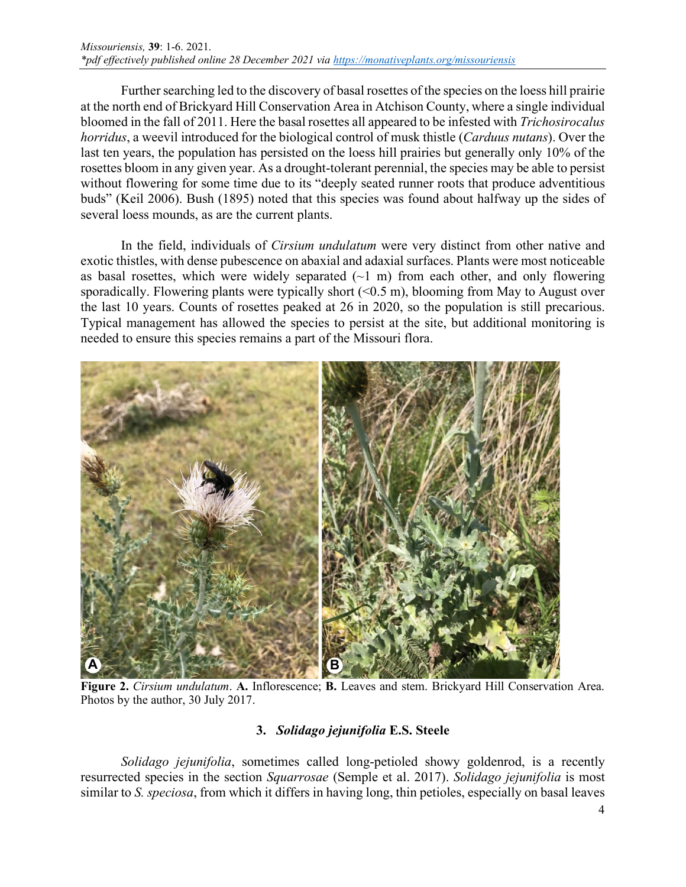Further searching led to the discovery of basal rosettes of the species on the loess hill prairie at the north end of Brickyard Hill Conservation Area in Atchison County, where a single individual bloomed in the fall of 2011. Here the basal rosettes all appeared to be infested with *Trichosirocalus horridus*, a weevil introduced for the biological control of musk thistle (*Carduus nutans*). Over the last ten years, the population has persisted on the loess hill prairies but generally only 10% of the rosettes bloom in any given year. As a drought-tolerant perennial, the species may be able to persist without flowering for some time due to its "deeply seated runner roots that produce adventitious buds" (Keil 2006). Bush (1895) noted that this species was found about halfway up the sides of several loess mounds, as are the current plants.

In the field, individuals of *Cirsium undulatum* were very distinct from other native and exotic thistles, with dense pubescence on abaxial and adaxial surfaces. Plants were most noticeable as basal rosettes, which were widely separated (~1 m) from each other, and only flowering sporadically. Flowering plants were typically short (<0.5 m), blooming from May to August over the last 10 years. Counts of rosettes peaked at 26 in 2020, so the population is still precarious. Typical management has allowed the species to persist at the site, but additional monitoring is needed to ensure this species remains a part of the Missouri flora.

**Figure 2.** *Cirsium undulatum*. **A.** Inflorescence; **B.** Leaves and stem. Brickyard Hill Conservation Area. Photos by the author, 30 July 2017.

### 3. *Solidago jejunifolia* E.S. Steele

*Solidago jejunifolia*, sometimes called long-petioled showy goldenrod, is a recently resurrected species in the section *Squarrosae* (Semple et al. 2017). *Solidago jejunifolia* is most similar to *S. speciosa*, from which it differs in having long, thin petioles, especially on basal leaves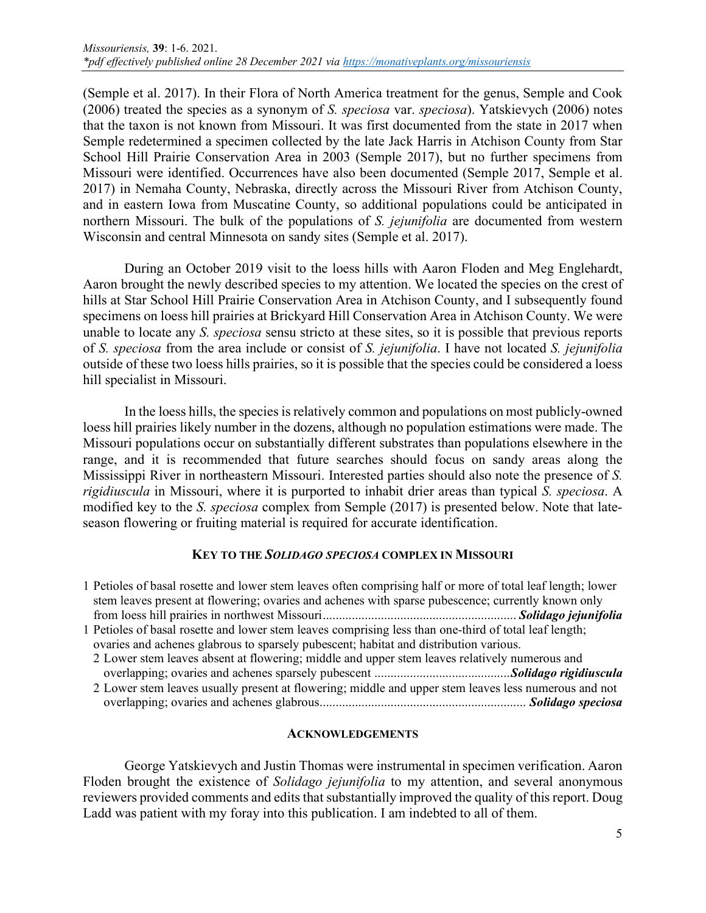(Semple et al. 2017). In their Flora of North America treatment for the genus, Semple and Cook (2006) treated the species as a synonym of *S. speciosa* var. *speciosa*). Yatskievych (2006) notes that the taxon is not known from Missouri. It was first documented from the state in 2017 when Semple redetermined a specimen collected by the late Jack Harris in Atchison County from Star School Hill Prairie Conservation Area in 2003 (Semple 2017), but no further specimens from Missouri were identified. Occurrences have also been documented (Semple 2017, Semple et al. 2017) in Nemaha County, Nebraska, directly across the Missouri River from Atchison County, and in eastern Iowa from Muscatine County, so additional populations could be anticipated in northern Missouri. The bulk of the populations of *S. jejunifolia* are documented from western Wisconsin and central Minnesota on sandy sites (Semple et al. 2017).

During an October 2019 visit to the loess hills with Aaron Floden and Meg Englehardt, Aaron brought the newly described species to my attention. We located the species on the crest of hills at Star School Hill Prairie Conservation Area in Atchison County, and I subsequently found specimens on loess hill prairies at Brickyard Hill Conservation Area in Atchison County. We were unable to locate any *S. speciosa* sensu stricto at these sites, so it is possible that previous reports of *S. speciosa* from the area include or consist of *S. jejunifolia*. I have not located *S. jejunifolia* outside of these two loess hills prairies, so it is possible that the species could be considered a loess hill specialist in Missouri.

In the loess hills, the species is relatively common and populations on most publicly-owned loess hill prairies likely number in the dozens, although no population estimations were made. The Missouri populations occur on substantially different substrates than populations elsewhere in the range, and it is recommended that future searches should focus on sandy areas along the Mississippi River in northeastern Missouri. Interested parties should also note the presence of *S. rigidiuscula* in Missouri, where it is purported to inhabit drier areas than typical *S. speciosa*. A modified key to the *S. speciosa* complex from Semple (2017) is presented below. Note that late-season flowering or fruiting material is required for accurate identification.

### KEY TO THE *SOLIDAGO SPECIOSA* COMPLEX IN MISSOURI

1 Petioles of basal rosette and lower stem leaves often comprising half or more of total leaf length; lower stem leaves present at flowering; ovaries and achenes with sparse pubescence; currently known only from loess hill prairies in northwest Missouri........................................................... ***Solidago jejunifolia***

1 Petioles of basal rosette and lower stem leaves comprising less than one-third of total leaf length; ovaries and achenes glabrous to sparsely pubescent; habitat and distribution various.

  2 Lower stem leaves absent at flowering; middle and upper stem leaves relatively numerous and overlapping; ovaries and achenes sparsely pubescent ..........................................***Solidago rigidiuscula***

  2 Lower stem leaves usually present at flowering; middle and upper stem leaves less numerous and not overlapping; ovaries and achenes glabrous............................................................... ***Solidago speciosa***

### ACKNOWLEDGEMENTS

George Yatskievych and Justin Thomas were instrumental in specimen verification. Aaron Floden brought the existence of *Solidago jejunifolia* to my attention, and several anonymous reviewers provided comments and edits that substantially improved the quality of this report. Doug Ladd was patient with my foray into this publication. I am indebted to all of them.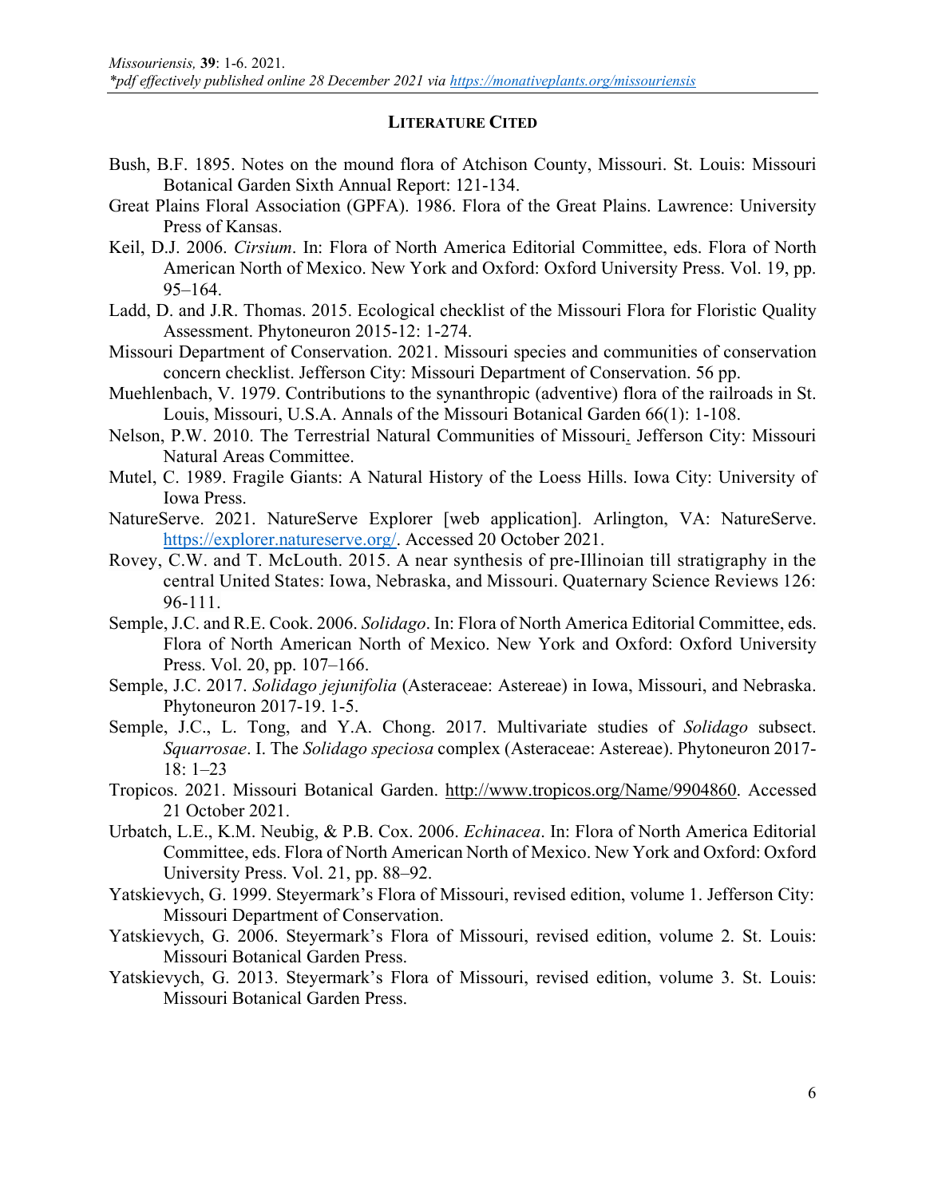## LITERATURE CITED

Bush, B.F. 1895. Notes on the mound flora of Atchison County, Missouri. St. Louis: Missouri Botanical Garden Sixth Annual Report: 121-134.

Great Plains Floral Association (GPFA). 1986. Flora of the Great Plains. Lawrence: University Press of Kansas.

Keil, D.J. 2006. *Cirsium*. In: Flora of North America Editorial Committee, eds. Flora of North American North of Mexico. New York and Oxford: Oxford University Press. Vol. 19, pp. 95–164.

Ladd, D. and J.R. Thomas. 2015. Ecological checklist of the Missouri Flora for Floristic Quality Assessment. Phytoneuron 2015-12: 1-274.

Missouri Department of Conservation. 2021. Missouri species and communities of conservation concern checklist. Jefferson City: Missouri Department of Conservation. 56 pp.

Muehlenbach, V. 1979. Contributions to the synanthropic (adventive) flora of the railroads in St. Louis, Missouri, U.S.A. Annals of the Missouri Botanical Garden 66(1): 1-108.

Nelson, P.W. 2010. The Terrestrial Natural Communities of Missouri. Jefferson City: Missouri Natural Areas Committee.

Mutel, C. 1989. Fragile Giants: A Natural History of the Loess Hills. Iowa City: University of Iowa Press.

NatureServe. 2021. NatureServe Explorer [web application]. Arlington, VA: NatureServe. https://explorer.natureserve.org/. Accessed 20 October 2021.

Rovey, C.W. and T. McLouth. 2015. A near synthesis of pre-Illinoian till stratigraphy in the central United States: Iowa, Nebraska, and Missouri. Quaternary Science Reviews 126: 96-111.

Semple, J.C. and R.E. Cook. 2006. *Solidago*. In: Flora of North America Editorial Committee, eds. Flora of North American North of Mexico. New York and Oxford: Oxford University Press. Vol. 20, pp. 107–166.

Semple, J.C. 2017. *Solidago jejunifolia* (Asteraceae: Astereae) in Iowa, Missouri, and Nebraska. Phytoneuron 2017-19. 1-5.

Semple, J.C., L. Tong, and Y.A. Chong. 2017. Multivariate studies of *Solidago* subsect. *Squarrosae*. I. The *Solidago speciosa* complex (Asteraceae: Astereae). Phytoneuron 2017-18: 1–23

Tropicos. 2021. Missouri Botanical Garden. http://www.tropicos.org/Name/9904860. Accessed 21 October 2021.

Urbatch, L.E., K.M. Neubig, & P.B. Cox. 2006. *Echinacea*. In: Flora of North America Editorial Committee, eds. Flora of North American North of Mexico. New York and Oxford: Oxford University Press. Vol. 21, pp. 88–92.

Yatskievych, G. 1999. Steyermark's Flora of Missouri, revised edition, volume 1. Jefferson City: Missouri Department of Conservation.

Yatskievych, G. 2006. Steyermark's Flora of Missouri, revised edition, volume 2. St. Louis: Missouri Botanical Garden Press.

Yatskievych, G. 2013. Steyermark's Flora of Missouri, revised edition, volume 3. St. Louis: Missouri Botanical Garden Press.